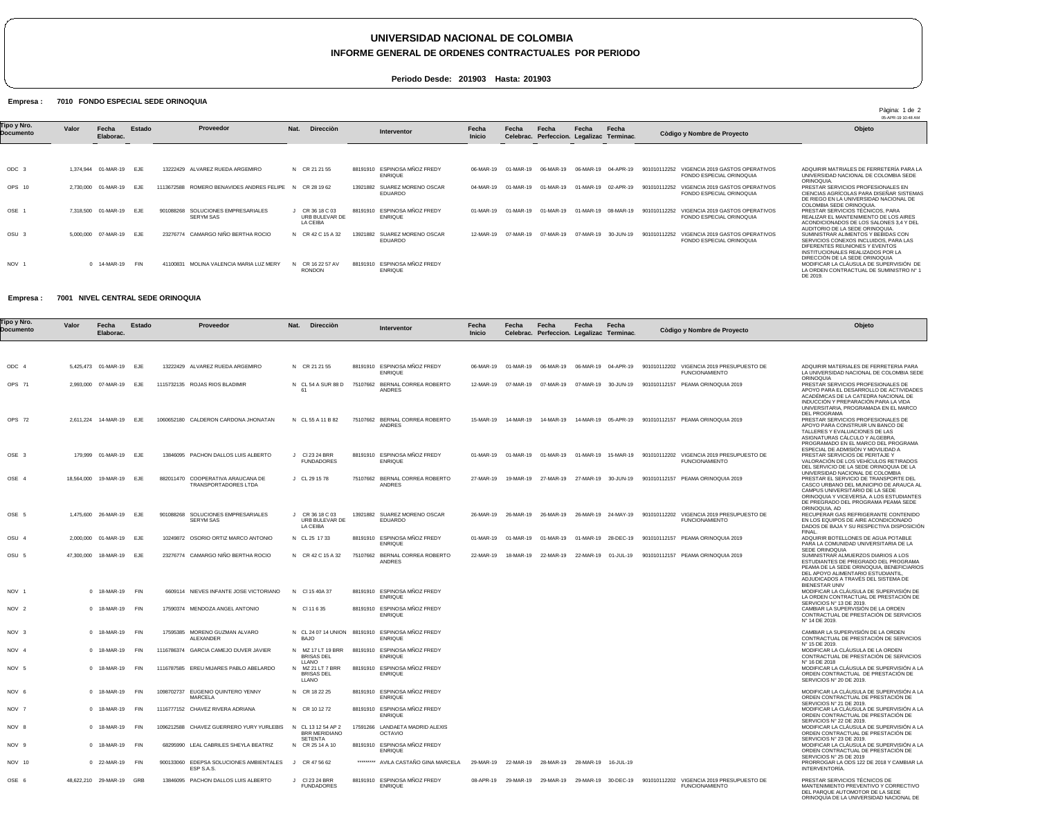# UNIVERSIDAD NACIONAL DE COLOMBIA

## INFORME GENERAL DE ORDENES CONTRACTUALES POR PERIODO

**Periodo Desde: 201903 Hasta: 201903**

**Empresa : 7010 FONDO ESPECIAL SEDE ORINOQUIA**

| Tipo y Nro. Documento | Valor | Fecha Elaborac. | Estado | Proveedor | | Nat. | Dirección | Interventor | | Fecha Inicio | Fecha Celebrac. | Fecha Perfeccion. | Fecha Legalizac | Fecha Terminac. | Código y Nombre de Proyecto | | Objeto |
|---|---|---|---|---|---|---|---|---|---|---|---|---|---|---|---|---|---|
| ODC 3 | 1,374,944 | 01-MAR-19 | EJE | 13222429 | ALVAREZ RUEDA ARGEMIRO | N | CR 21 21 55 | 88191910 | ESPINOSA MÑOZ FREDY ENRIQUE | 06-MAR-19 | 01-MAR-19 | 06-MAR-19 | 06-MAR-19 | 04-APR-19 | 901010112252 | VIGENCIA 2019 GASTOS OPERATIVOS FONDO ESPECIAL ORINOQUIA | ADQUIRIR MATRIALES DE FERRETERÍA PARA LA UNIVERSIDAD NACIONAL DE COLOMBIA SEDE ORINOQUIA. |
| OPS 10 | 2,730,000 | 01-MAR-19 | EJE | 1113672588 | ROMERO BENAVIDES ANDRES FELIPE | N | CR 28 19 62 | 13921882 | SUAREZ MORENO OSCAR EDUARDO | 04-MAR-19 | 01-MAR-19 | 01-MAR-19 | 01-MAR-19 | 02-APR-19 | 901010112252 | VIGENCIA 2019 GASTOS OPERATIVOS FONDO ESPECIAL ORINOQUIA | PRESTAR SERVICIOS PROFESIONALES EN CIENCIAS AGRÍCOLAS PARA DISEÑAR SISTEMAS DE RIEGO EN LA UNIVERSIDAD NACIONAL DE COLOMBIA SEDE ORINOQUIA. |
| OSE 1 | 7,318,500 | 01-MAR-19 | EJE | 901088268 | SOLUCIONES EMPRESARIALES SERYM SAS | J | CR 36 18 C 03 URB BULEVAR DE LA CEIBA | 88191910 | ESPINOSA MÑOZ FREDY ENRIQUE | 01-MAR-19 | 01-MAR-19 | 01-MAR-19 | 01-MAR-19 | 08-MAR-19 | 901010112252 | VIGENCIA 2019 GASTOS OPERATIVOS FONDO ESPECIAL ORINOQUIA | PRESTAR SERVICIOS TÉCNICOS, PARA REALIZAR EL MANTENIMIENTO DE LOS AIRES ACONDICIONADOS DE LOS SALONES 3,4 Y DEL AUDITORIO DE LA SEDE ORINOQUIA. |
| OSU 3 | 5,000,000 | 07-MAR-19 | EJE | 23276774 | CAMARGO NIÑO BERTHA ROCIO | N | CR 42 C 15 A 32 | 13921882 | SUAREZ MORENO OSCAR EDUARDO | 12-MAR-19 | 07-MAR-19 | 07-MAR-19 | 07-MAR-19 | 30-JUN-19 | 901010112252 | VIGENCIA 2019 GASTOS OPERATIVOS FONDO ESPECIAL ORINOQUIA | SUMINISTRAR ALIMENTOS Y BEBIDAS CON SERVICIOS CONEXOS INCLUIDOS, PARA LAS DIFERENTES REUNIONES Y EVENTOS INSTITUCIONALES REALIZADOS POR LA DIRECCIÓN DE LA SEDE ORINOQUIA |
| NOV 1 | 0 | 14-MAR-19 | FIN | 41100831 | MOLINA VALENCIA MARIA LUZ MERY | N | CR 16 22 57 AV RONDON | 88191910 | ESPINOSA MÑOZ FREDY ENRIQUE | | | | | | | | MODIFICAR LA CLÁUSULA DE SUPERVISIÓN DE LA ORDEN CONTRACTUAL DE SUMINISTRO N° 1 DE 2019. |

**Empresa : 7001 NIVEL CENTRAL SEDE ORINOQUIA**

| Tipo y Nro. Documento | Valor | Fecha Elaborac. | Estado | Proveedor | | Nat. | Dirección | Interventor | | Fecha Inicio | Fecha Celebrac. | Fecha Perfeccion. | Fecha Legalizac | Fecha Terminac. | Código y Nombre de Proyecto | | Objeto |
|---|---|---|---|---|---|---|---|---|---|---|---|---|---|---|---|---|---|
| ODC 4 | 5,425,473 | 01-MAR-19 | EJE | 13222429 | ALVAREZ RUEDA ARGEMIRO | N | CR 21 21 55 | 88191910 | ESPINOSA MÑOZ FREDY ENRIQUE | 06-MAR-19 | 01-MAR-19 | 06-MAR-19 | 06-MAR-19 | 04-APR-19 | 901010112202 | VIGENCIA 2019 PRESUPUESTO DE FUNCIONAMIENTO | ADQUIRIR MATERIALES DE FERRETERIA PARA LA UNIVERSIDAD NACIONAL DE COLOMBIA SEDE ORINOQUIA |
| OPS 71 | 2,993,000 | 07-MAR-19 | EJE | 1115732135 | ROJAS RIOS BLADIMIR | N | CL 54 A SUR 88 D 61 | 75107662 | BERNAL CORREA ROBERTO ANDRES | 12-MAR-19 | 07-MAR-19 | 07-MAR-19 | 07-MAR-19 | 30-JUN-19 | 901010112157 | PEAMA ORINOQUIA 2019 | PRESTAR SERVICIOS PROFESIONALES DE APOYO PARA EL DESARROLLO DE ACTIVIDADES ACADÉMICAS DE LA CATEDRA NACIONAL DE INDUCCIÓN Y PREPARACIÓN PARA LA VIDA UNIVERSITARIA, PROGRAMADA EN EL MARCO DEL PROGRAMA |
| OPS 72 | 2,611,224 | 14-MAR-19 | EJE | 1060652180 | CALDERON CARDONA JHONATAN | N | CL 55 A 11 B 82 | 75107662 | BERNAL CORREA ROBERTO ANDRES | 15-MAR-19 | 14-MAR-19 | 14-MAR-19 | 14-MAR-19 | 05-APR-19 | 901010112157 | PEAMA ORINOQUIA 2019 | PRESTAR SERVICIOS PROFESIONALES DE APOYO PARA CONSTRUIR UN BANCO DE TALLERES Y EVALUACIONES DE LAS ASIGNATURAS CÁLCULO Y ALGEBRA, PROGRAMADO EN EL MARCO DEL PROGRAMA ESPECIAL DE ADMISIÓN Y MOVILIDAD A |
| OSE 3 | 179,999 | 01-MAR-19 | EJE | 13846095 | PACHON DALLOS LUIS ALBERTO | J | Cl 23 24 BRR FUNDADORES | 88191910 | ESPINOSA MÑOZ FREDY ENRIQUE | 01-MAR-19 | 01-MAR-19 | 01-MAR-19 | 01-MAR-19 | 15-MAR-19 | 901010112202 | VIGENCIA 2019 PRESUPUESTO DE FUNCIONAMIENTO | PRESTAR SERVICIOS DE PERITAJE Y VALORACIÓN DE LOS VEHÍCULOS RETIRADOS DEL SERVICIO DE LA SEDE ORINOQUIA DE LA UNIVERSIDAD NACIONAL DE COLOMBIA |
| OSE 4 | 18,564,000 | 19-MAR-19 | EJE | 882011470 | COOPERATIVA ARAUCANA DE TRANSPORTADORES LTDA | J | CL 29 15 78 | 75107662 | BERNAL CORREA ROBERTO ANDRES | 27-MAR-19 | 19-MAR-19 | 27-MAR-19 | 27-MAR-19 | 30-JUN-19 | 901010112157 | PEAMA ORINOQUIA 2019 | PRESTAR EL SERVICIO DE TRANSPORTE DEL CASCO URBANO DEL MUNICIPIO DE ARAUCA AL CAMPUS UNIVERSITARIO DE LA SEDE ORINOQUIA Y VICEVERSA, A LOS ESTUDIANTES DE PREGRADO DEL PROGRAMA PEAMA SEDE ORINOQUIA, AD |
| OSE 5 | 1,475,600 | 26-MAR-19 | EJE | 901088268 | SOLUCIONES EMPRESARIALES SERYM SAS | J | CR 36 18 C 03 URB BULEVAR DE LA CEIBA | 13921882 | SUAREZ MORENO OSCAR EDUARDO | 26-MAR-19 | 26-MAR-19 | 26-MAR-19 | 26-MAR-19 | 24-MAY-19 | 901010112202 | VIGENCIA 2019 PRESUPUESTO DE FUNCIONAMIENTO | RECUPERAR GAS REFRIGERANTE CONTENIDO EN LOS EQUIPOS DE AIRE ACONDICIONADO DADOS DE BAJA Y SU RESPECTIVA DISPOSICIÓN FINAL. |
| OSU 4 | 2,000,000 | 01-MAR-19 | EJE | 10249872 | OSORIO ORTIZ MARCO ANTONIO | N | CL 25 17 33 | 88191910 | ESPINOSA MÑOZ FREDY ENRIQUE | 01-MAR-19 | 01-MAR-19 | 01-MAR-19 | 01-MAR-19 | 28-DEC-19 | 901010112157 | PEAMA ORINOQUIA 2019 | ADQUIRIR BOTELLONES DE AGUA POTABLE PARA LA COMUNIDAD UNIVERSITARIA DE LA SEDE ORINOQUIA |
| OSU 5 | 47,300,000 | 18-MAR-19 | EJE | 23276774 | CAMARGO NIÑO BERTHA ROCIO | N | CR 42 C 15 A 32 | 75107662 | BERNAL CORREA ROBERTO ANDRES | 22-MAR-19 | 18-MAR-19 | 22-MAR-19 | 22-MAR-19 | 01-JUL-19 | 901010112157 | PEAMA ORINOQUIA 2019 | SUMINISTRAR ALMUERZOS DIARIOS A LOS ESTUDIANTES DE PREGRADO DEL PROGRAMA PEAMA DE LA SEDE ORINOQUIA, BENEFICIARIOS DEL APOYO ALIMENTARIO ESTUDIANTIL, ADJUDICADOS A TRAVÉS DEL SISTEMA DE BIENESTAR UNIV |
| NOV 1 | 0 | 18-MAR-19 | FIN | 6609114 | NIEVES INFANTE JOSE VICTORIANO | N | Cl 15 40A 37 | 88191910 | ESPINOSA MÑOZ FREDY ENRIQUE | | | | | | | | MODIFICAR LA CLÁUSULA DE SUPERVISIÓN DE LA ORDEN CONTRACTUAL DE PRESTACIÓN DE SERVICIOS N° 13 DE 2019. |
| NOV 2 | 0 | 18-MAR-19 | FIN | 17590374 | MENDOZA ANGEL ANTONIO | N | Cl 11 6 35 | 88191910 | ESPINOSA MÑOZ FREDY ENRIQUE | | | | | | | | CAMBIAR LA SUPERVISIÓN DE LA ORDEN CONTRACTUAL DE PRESTACIÓN DE SERVICIOS N° 14 DE 2019. |
| NOV 3 | 0 | 18-MAR-19 | FIN | 17595385 | MORENO GUZMAN ALVARO ALEXANDER | N | CL 24 07 14 UNION BAJO | 88191910 | ESPINOSA MÑOZ FREDY ENRIQUE | | | | | | | | CAMBIAR LA SUPERVISIÓN DE LA ORDEN CONTRACTUAL DE PRESTACIÓN DE SERVICIOS N° 15 DE 2019. |
| NOV 4 | 0 | 18-MAR-19 | FIN | 1116786374 | GARCIA CAMEJO DUVER JAVIER | N | MZ 17 LT 19 BRR BRISAS DEL LLANO | 88191910 | ESPINOSA MÑOZ FREDY ENRIQUE | | | | | | | | MODIFICAR LA CLÁUSULA DE LA ORDEN CONTRACTUAL DE PRESTACIÓN DE SERVICIOS N° 16 DE 2018 |
| NOV 5 | 0 | 18-MAR-19 | FIN | 1116787585 | EREU MIJARES PABLO ABELARDO | N | MZ 21 LT 7 BRR BRISAS DEL LLANO | 88191910 | ESPINOSA MÑOZ FREDY ENRIQUE | | | | | | | | MODIFICAR LA CLÁUSULA DE SUPERVISIÓN A LA ORDEN CONTRACTUAL DE PRESTACIÓN DE SERVICIOS N° 20 DE 2019. |
| NOV 6 | 0 | 18-MAR-19 | FIN | 1098702737 | EUGENIO QUINTERO YENNY MARCELA | N | CR 18 22 25 | 88191910 | ESPINOSA MÑOZ FREDY ENRIQUE | | | | | | | | MODIFICAR LA CLÁUSULA DE SUPERVISIÓN A LA ORDEN CONTRACTUAL DE PRESTACIÓN DE SERVICIOS N° 21 DE 2019. |
| NOV 7 | 0 | 18-MAR-19 | FIN | 1116777152 | CHAVEZ RIVERA ADRIANA | N | CR 10 12 72 | 88191910 | ESPINOSA MÑOZ FREDY ENRIQUE | | | | | | | | MODIFICAR LA CLÁUSULA DE SUPERVISIÓN A LA ORDEN CONTRACTUAL DE PRESTACIÓN DE SERVICIOS N° 22 DE 2019. |
| NOV 8 | 0 | 18-MAR-19 | FIN | 1096212588 | CHAVEZ GUERRERO YURY YURLEBIS | N | CL 13 12 54 AP 2 BRR MERIDIANO SETENTA | 17591266 | LANDAETA MADRID ALEXIS OCTAVIO | | | | | | | | MODIFICAR LA CLÁUSULA DE SUPERVISIÓN A LA ORDEN CONTRACTUAL DE PRESTACIÓN DE SERVICIOS N° 23 DE 2019. |
| NOV 9 | 0 | 18-MAR-19 | FIN | 68295990 | LEAL CABRILES SHEYLA BEATRIZ | N | CR 25 14 A 10 | 88191910 | ESPINOSA MÑOZ FREDY ENRIQUE | | | | | | | | MODIFICAR LA CLÁUSULA DE SUPERVISIÓN A LA ORDEN CONTRACTUAL DE PRESTACIÓN DE SERVICIOS N° 25 DE 2019 |
| NOV 10 | 0 | 22-MAR-19 | FIN | 900133060 | EDEPSA SOLUCIONES AMBIENTALES ESP S.A.S. | J | CR 47 56 62 | ********* | AVILA CASTAÑO GINA MARCELA | 29-MAR-19 | 22-MAR-19 | 28-MAR-19 | 28-MAR-19 | 16-JUL-19 | | | PRORROGAR LA ODS 122 DE 2018 Y CAMBIAR LA INTERVENTORÍA. |
| OSE 6 | 48,622,210 | 29-MAR-19 | GRB | 13846095 | PACHON DALLOS LUIS ALBERTO | J | Cl 23 24 BRR FUNDADORES | 88191910 | ESPINOSA MÑOZ FREDY ENRIQUE | 08-APR-19 | 29-MAR-19 | 29-MAR-19 | 29-MAR-19 | 30-DEC-19 | 901010112202 | VIGENCIA 2019 PRESUPUESTO DE FUNCIONAMIENTO | PRESTAR SERVICIOS TÉCNICOS DE MANTENIMIENTO PREVENTIVO Y CORRECTIVO DEL PARQUE AUTOMOTOR DE LA SEDE ORINOQUIA DE LA UNIVERSIDAD NACIONAL DE |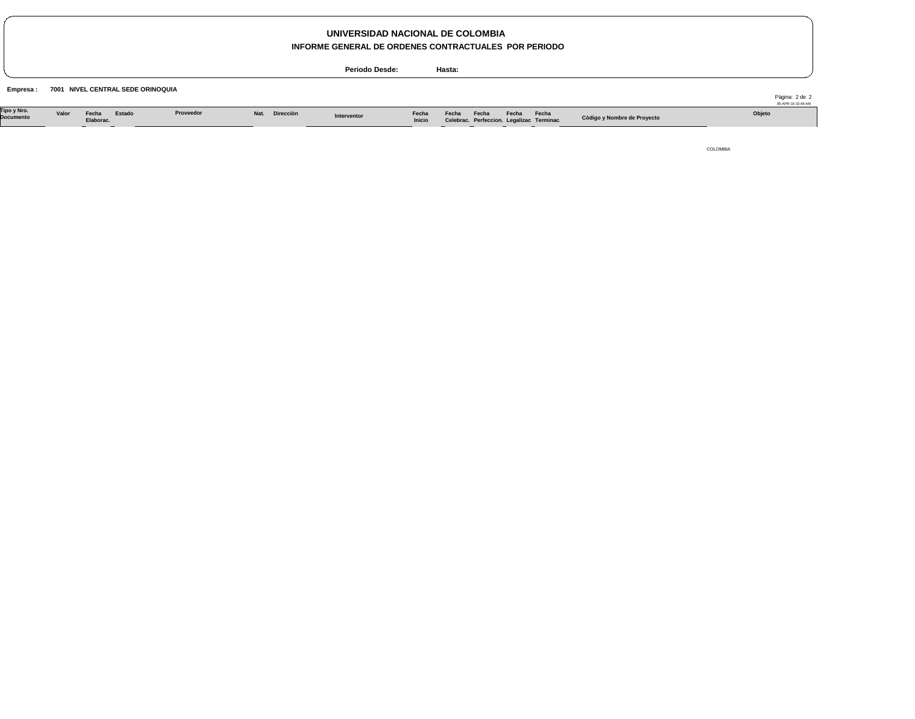# UNIVERSIDAD NACIONAL DE COLOMBIA

## INFORME GENERAL DE ORDENES CONTRACTUALES POR PERIODO

**Periodo Desde:** **Hasta:**

**Empresa :** **7001 NIVEL CENTRAL SEDE ORINOQUIA**

05-APR-19 10:48 AM

| Tipo y Nro. Documento | Valor | Fecha Elaborac. | Estado | Proveedor | Nat. | Direcciòn | Interventor | Fecha Inicio | Fecha Celebrac. | Fecha Perfeccion. | Fecha Legalizac | Fecha Terminac. | Còdigo y Nombre de Proyecto | Objeto |
|---|---|---|---|---|---|---|---|---|---|---|---|---|---|---|
| | | | | | | | | | | | | | | COLOMBIA |